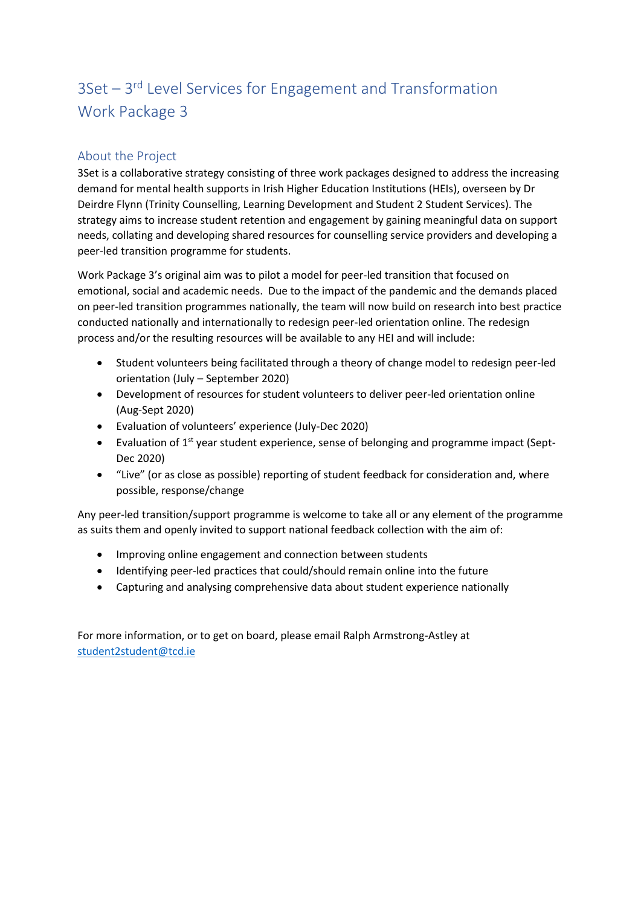# 3Set – 3rd Level Services for Engagement and Transformation Work Package 3

## About the Project

3Set is a collaborative strategy consisting of three work packages designed to address the increasing demand for mental health supports in Irish Higher Education Institutions (HEIs), overseen by Dr Deirdre Flynn (Trinity Counselling, Learning Development and Student 2 Student Services). The strategy aims to increase student retention and engagement by gaining meaningful data on support needs, collating and developing shared resources for counselling service providers and developing a peer-led transition programme for students.

Work Package 3's original aim was to pilot a model for peer-led transition that focused on emotional, social and academic needs. Due to the impact of the pandemic and the demands placed on peer-led transition programmes nationally, the team will now build on research into best practice conducted nationally and internationally to redesign peer-led orientation online. The redesign process and/or the resulting resources will be available to any HEI and will include:

- Student volunteers being facilitated through a theory of change model to redesign peer-led orientation (July – September 2020)
- Development of resources for student volunteers to deliver peer-led orientation online (Aug-Sept 2020)
- Evaluation of volunteers' experience (July-Dec 2020)
- Evaluation of 1st year student experience, sense of belonging and programme impact (Sept-Dec 2020)
- "Live" (or as close as possible) reporting of student feedback for consideration and, where possible, response/change

Any peer-led transition/support programme is welcome to take all or any element of the programme as suits them and openly invited to support national feedback collection with the aim of:

- Improving online engagement and connection between students
- Identifying peer-led practices that could/should remain online into the future
- Capturing and analysing comprehensive data about student experience nationally

For more information, or to get on board, please email Ralph Armstrong-Astley at student2student@tcd.ie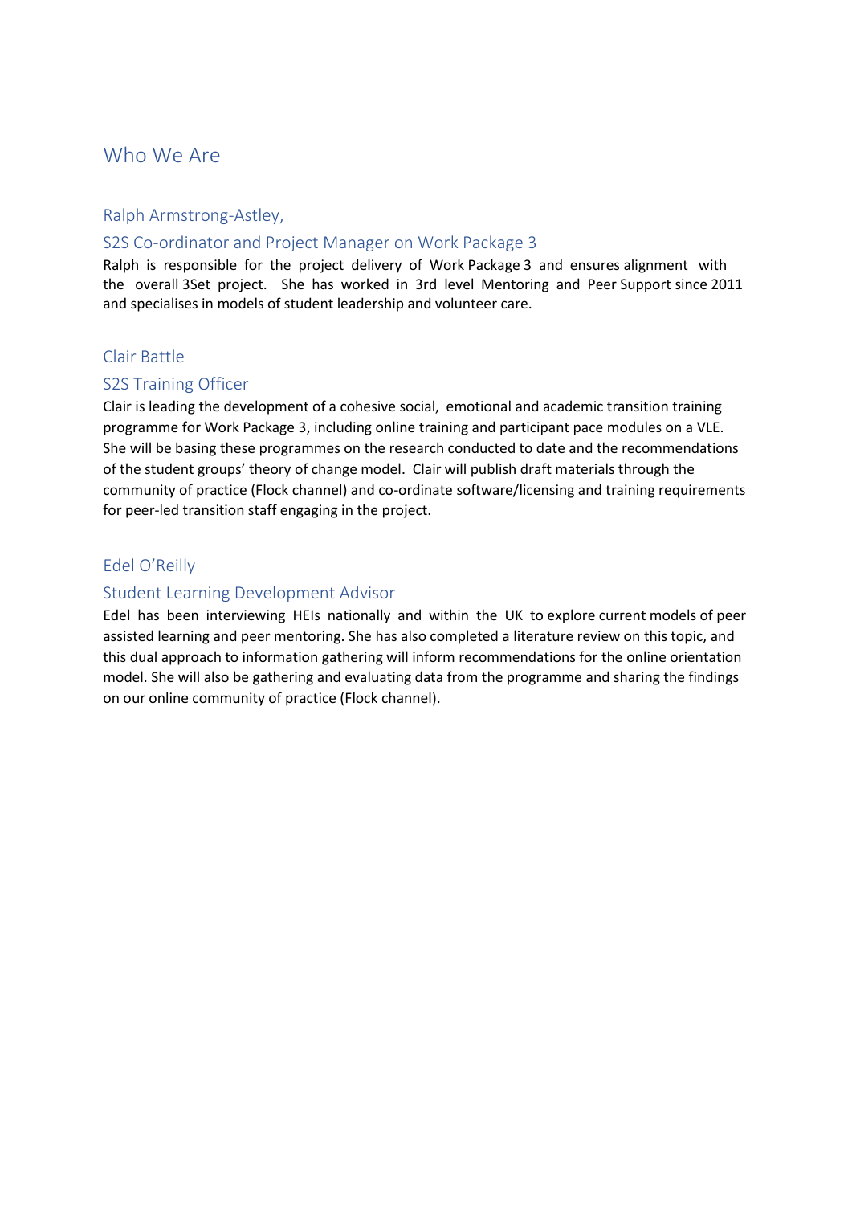## Who We Are

### Ralph Armstrong-Astley,

### S2S Co-ordinator and Project Manager on Work Package 3

Ralph is responsible for the project delivery of Work Package 3 and ensures alignment with the overall 3Set project. She has worked in 3rd level Mentoring and Peer Support since 2011 and specialises in models of student leadership and volunteer care.

### Clair Battle

### S2S Training Officer

Clair is leading the development of a cohesive social, emotional and academic transition training programme for Work Package 3, including online training and participant pace modules on a VLE. She will be basing these programmes on the research conducted to date and the recommendations of the student groups' theory of change model. Clair will publish draft materials through the community of practice (Flock channel) and co-ordinate software/licensing and training requirements for peer-led transition staff engaging in the project.

### Edel O'Reilly

### Student Learning Development Advisor

Edel has been interviewing HEIs nationally and within the UK to explore current models of peer assisted learning and peer mentoring. She has also completed a literature review on this topic, and this dual approach to information gathering will inform recommendations for the online orientation model. She will also be gathering and evaluating data from the programme and sharing the findings on our online community of practice (Flock channel).